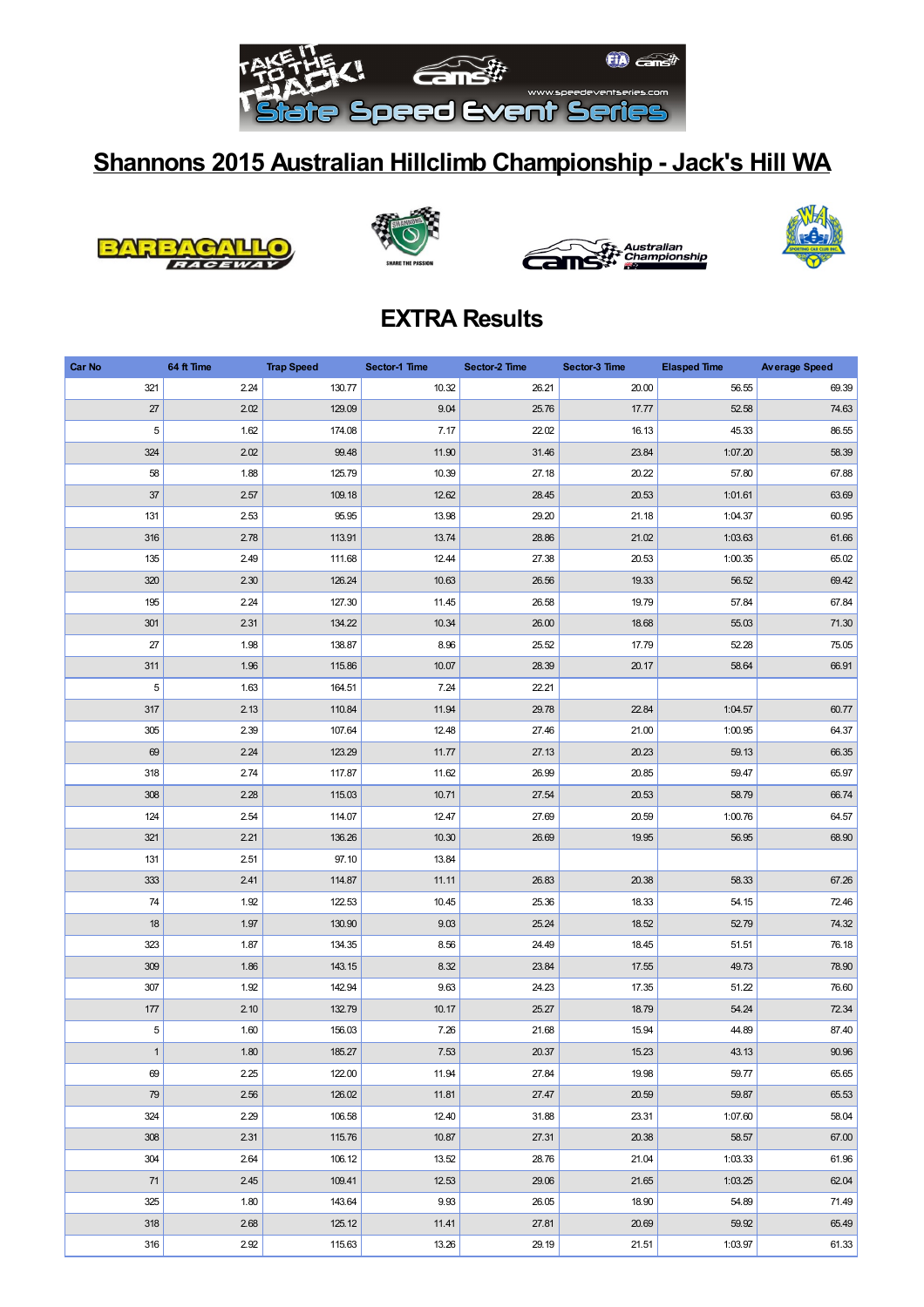# Shannons 2015 Australian Hillclimb Championship - Jack's Hill WA

## EXTRA Results

| Car No | 64 ft Time | Trap Speed | Sector-1 Time | Sector-2 Time | Sector-3 Time | Elasped Time | Average Speed |
|---|---|---|---|---|---|---|---|
| 321 | 2.24 | 130.77 | 10.32 | 26.21 | 20.00 | 56.55 | 69.39 |
| 27 | 2.02 | 129.09 | 9.04 | 25.76 | 17.77 | 52.58 | 74.63 |
| 5 | 1.62 | 174.08 | 7.17 | 22.02 | 16.13 | 45.33 | 86.55 |
| 324 | 2.02 | 99.48 | 11.90 | 31.46 | 23.84 | 1:07.20 | 58.39 |
| 58 | 1.88 | 125.79 | 10.39 | 27.18 | 20.22 | 57.80 | 67.88 |
| 37 | 2.57 | 109.18 | 12.62 | 28.45 | 20.53 | 1:01.61 | 63.69 |
| 131 | 2.53 | 95.95 | 13.98 | 29.20 | 21.18 | 1:04.37 | 60.95 |
| 316 | 2.78 | 113.91 | 13.74 | 28.86 | 21.02 | 1:03.63 | 61.66 |
| 135 | 2.49 | 111.68 | 12.44 | 27.38 | 20.53 | 1:00.35 | 65.02 |
| 320 | 2.30 | 126.24 | 10.63 | 26.56 | 19.33 | 56.52 | 69.42 |
| 195 | 2.24 | 127.30 | 11.45 | 26.58 | 19.79 | 57.84 | 67.84 |
| 301 | 2.31 | 134.22 | 10.34 | 26.00 | 18.68 | 55.03 | 71.30 |
| 27 | 1.98 | 138.87 | 8.96 | 25.52 | 17.79 | 52.28 | 75.05 |
| 311 | 1.96 | 115.86 | 10.07 | 28.39 | 20.17 | 58.64 | 66.91 |
| 5 | 1.63 | 164.51 | 7.24 | 22.21 | | | |
| 317 | 2.13 | 110.84 | 11.94 | 29.78 | 22.84 | 1:04.57 | 60.77 |
| 305 | 2.39 | 107.64 | 12.48 | 27.46 | 21.00 | 1:00.95 | 64.37 |
| 69 | 2.24 | 123.29 | 11.77 | 27.13 | 20.23 | 59.13 | 66.35 |
| 318 | 2.74 | 117.87 | 11.62 | 26.99 | 20.85 | 59.47 | 65.97 |
| 308 | 2.28 | 115.03 | 10.71 | 27.54 | 20.53 | 58.79 | 66.74 |
| 124 | 2.54 | 114.07 | 12.47 | 27.69 | 20.59 | 1:00.76 | 64.57 |
| 321 | 2.21 | 136.26 | 10.30 | 26.69 | 19.95 | 56.95 | 68.90 |
| 131 | 2.51 | 97.10 | 13.84 | | | | |
| 333 | 2.41 | 114.87 | 11.11 | 26.83 | 20.38 | 58.33 | 67.26 |
| 74 | 1.92 | 122.53 | 10.45 | 25.36 | 18.33 | 54.15 | 72.46 |
| 18 | 1.97 | 130.90 | 9.03 | 25.24 | 18.52 | 52.79 | 74.32 |
| 323 | 1.87 | 134.35 | 8.56 | 24.49 | 18.45 | 51.51 | 76.18 |
| 309 | 1.86 | 143.15 | 8.32 | 23.84 | 17.55 | 49.73 | 78.90 |
| 307 | 1.92 | 142.94 | 9.63 | 24.23 | 17.35 | 51.22 | 76.60 |
| 177 | 2.10 | 132.79 | 10.17 | 25.27 | 18.79 | 54.24 | 72.34 |
| 5 | 1.60 | 156.03 | 7.26 | 21.68 | 15.94 | 44.89 | 87.40 |
| 1 | 1.80 | 185.27 | 7.53 | 20.37 | 15.23 | 43.13 | 90.96 |
| 69 | 2.25 | 122.00 | 11.94 | 27.84 | 19.98 | 59.77 | 65.65 |
| 79 | 2.56 | 126.02 | 11.81 | 27.47 | 20.59 | 59.87 | 65.53 |
| 324 | 2.29 | 106.58 | 12.40 | 31.88 | 23.31 | 1:07.60 | 58.04 |
| 308 | 2.31 | 115.76 | 10.87 | 27.31 | 20.38 | 58.57 | 67.00 |
| 304 | 2.64 | 106.12 | 13.52 | 28.76 | 21.04 | 1:03.33 | 61.96 |
| 71 | 2.45 | 109.41 | 12.53 | 29.06 | 21.65 | 1:03.25 | 62.04 |
| 325 | 1.80 | 143.64 | 9.93 | 26.05 | 18.90 | 54.89 | 71.49 |
| 318 | 2.68 | 125.12 | 11.41 | 27.81 | 20.69 | 59.92 | 65.49 |
| 316 | 2.92 | 115.63 | 13.26 | 29.19 | 21.51 | 1:03.97 | 61.33 |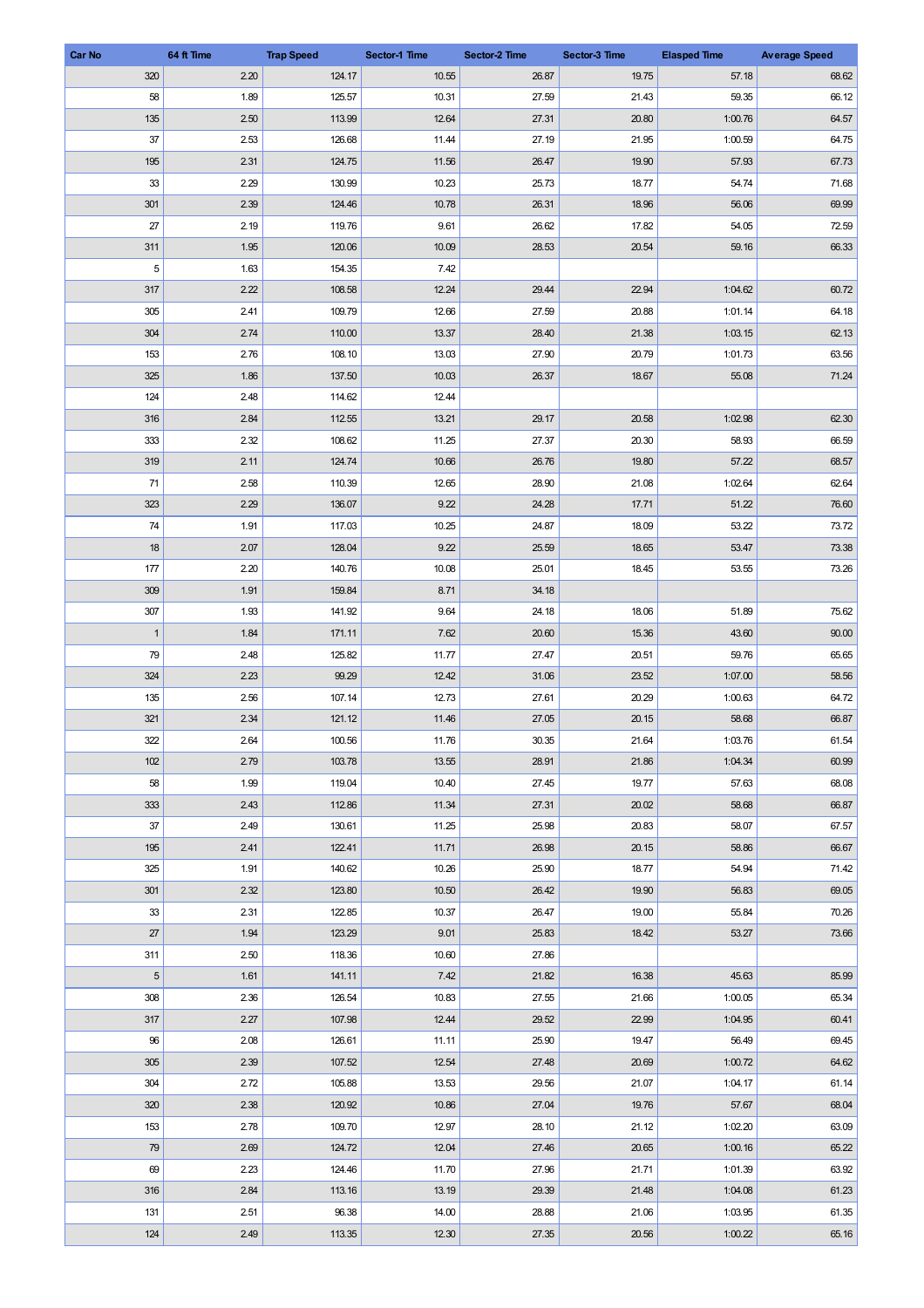| Car No | 64 ft Time | Trap Speed | Sector-1 Time | Sector-2 Time | Sector-3 Time | Elasped Time | Average Speed |
|---|---|---|---|---|---|---|---|
| 320 | 2.20 | 124.17 | 10.55 | 26.87 | 19.75 | 57.18 | 68.62 |
| 58 | 1.89 | 125.57 | 10.31 | 27.59 | 21.43 | 59.35 | 66.12 |
| 135 | 2.50 | 113.99 | 12.64 | 27.31 | 20.80 | 1:00.76 | 64.57 |
| 37 | 2.53 | 126.68 | 11.44 | 27.19 | 21.95 | 1:00.59 | 64.75 |
| 195 | 2.31 | 124.75 | 11.56 | 26.47 | 19.90 | 57.93 | 67.73 |
| 33 | 2.29 | 130.99 | 10.23 | 25.73 | 18.77 | 54.74 | 71.68 |
| 301 | 2.39 | 124.46 | 10.78 | 26.31 | 18.96 | 56.06 | 69.99 |
| 27 | 2.19 | 119.76 | 9.61 | 26.62 | 17.82 | 54.05 | 72.59 |
| 311 | 1.95 | 120.06 | 10.09 | 28.53 | 20.54 | 59.16 | 66.33 |
| 5 | 1.63 | 154.35 | 7.42 | | | | |
| 317 | 2.22 | 108.58 | 12.24 | 29.44 | 22.94 | 1:04.62 | 60.72 |
| 305 | 2.41 | 109.79 | 12.66 | 27.59 | 20.88 | 1:01.14 | 64.18 |
| 304 | 2.74 | 110.00 | 13.37 | 28.40 | 21.38 | 1:03.15 | 62.13 |
| 153 | 2.76 | 108.10 | 13.03 | 27.90 | 20.79 | 1:01.73 | 63.56 |
| 325 | 1.86 | 137.50 | 10.03 | 26.37 | 18.67 | 55.08 | 71.24 |
| 124 | 2.48 | 114.62 | 12.44 | | | | |
| 316 | 2.84 | 112.55 | 13.21 | 29.17 | 20.58 | 1:02.98 | 62.30 |
| 333 | 2.32 | 108.62 | 11.25 | 27.37 | 20.30 | 58.93 | 66.59 |
| 319 | 2.11 | 124.74 | 10.66 | 26.76 | 19.80 | 57.22 | 68.57 |
| 71 | 2.58 | 110.39 | 12.65 | 28.90 | 21.08 | 1:02.64 | 62.64 |
| 323 | 2.29 | 136.07 | 9.22 | 24.28 | 17.71 | 51.22 | 76.60 |
| 74 | 1.91 | 117.03 | 10.25 | 24.87 | 18.09 | 53.22 | 73.72 |
| 18 | 2.07 | 128.04 | 9.22 | 25.59 | 18.65 | 53.47 | 73.38 |
| 177 | 2.20 | 140.76 | 10.08 | 25.01 | 18.45 | 53.55 | 73.26 |
| 309 | 1.91 | 159.84 | 8.71 | 34.18 | | | |
| 307 | 1.93 | 141.92 | 9.64 | 24.18 | 18.06 | 51.89 | 75.62 |
| 1 | 1.84 | 171.11 | 7.62 | 20.60 | 15.36 | 43.60 | 90.00 |
| 79 | 2.48 | 125.82 | 11.77 | 27.47 | 20.51 | 59.76 | 65.65 |
| 324 | 2.23 | 99.29 | 12.42 | 31.06 | 23.52 | 1:07.00 | 58.56 |
| 135 | 2.56 | 107.14 | 12.73 | 27.61 | 20.29 | 1:00.63 | 64.72 |
| 321 | 2.34 | 121.12 | 11.46 | 27.05 | 20.15 | 58.68 | 66.87 |
| 322 | 2.64 | 100.56 | 11.76 | 30.35 | 21.64 | 1:03.76 | 61.54 |
| 102 | 2.79 | 103.78 | 13.55 | 28.91 | 21.86 | 1:04.34 | 60.99 |
| 58 | 1.99 | 119.04 | 10.40 | 27.45 | 19.77 | 57.63 | 68.08 |
| 333 | 2.43 | 112.86 | 11.34 | 27.31 | 20.02 | 58.68 | 66.87 |
| 37 | 2.49 | 130.61 | 11.25 | 25.98 | 20.83 | 58.07 | 67.57 |
| 195 | 2.41 | 122.41 | 11.71 | 26.98 | 20.15 | 58.86 | 66.67 |
| 325 | 1.91 | 140.62 | 10.26 | 25.90 | 18.77 | 54.94 | 71.42 |
| 301 | 2.32 | 123.80 | 10.50 | 26.42 | 19.90 | 56.83 | 69.05 |
| 33 | 2.31 | 122.85 | 10.37 | 26.47 | 19.00 | 55.84 | 70.26 |
| 27 | 1.94 | 123.29 | 9.01 | 25.83 | 18.42 | 53.27 | 73.66 |
| 311 | 2.50 | 118.36 | 10.60 | 27.86 | | | |
| 5 | 1.61 | 141.11 | 7.42 | 21.82 | 16.38 | 45.63 | 85.99 |
| 308 | 2.36 | 126.54 | 10.83 | 27.55 | 21.66 | 1:00.05 | 65.34 |
| 317 | 2.27 | 107.98 | 12.44 | 29.52 | 22.99 | 1:04.95 | 60.41 |
| 96 | 2.08 | 126.61 | 11.11 | 25.90 | 19.47 | 56.49 | 69.45 |
| 305 | 2.39 | 107.52 | 12.54 | 27.48 | 20.69 | 1:00.72 | 64.62 |
| 304 | 2.72 | 105.88 | 13.53 | 29.56 | 21.07 | 1:04.17 | 61.14 |
| 320 | 2.38 | 120.92 | 10.86 | 27.04 | 19.76 | 57.67 | 68.04 |
| 153 | 2.78 | 109.70 | 12.97 | 28.10 | 21.12 | 1:02.20 | 63.09 |
| 79 | 2.69 | 124.72 | 12.04 | 27.46 | 20.65 | 1:00.16 | 65.22 |
| 69 | 2.23 | 124.46 | 11.70 | 27.96 | 21.71 | 1:01.39 | 63.92 |
| 316 | 2.84 | 113.16 | 13.19 | 29.39 | 21.48 | 1:04.08 | 61.23 |
| 131 | 2.51 | 96.38 | 14.00 | 28.88 | 21.06 | 1:03.95 | 61.35 |
| 124 | 2.49 | 113.35 | 12.30 | 27.35 | 20.56 | 1:00.22 | 65.16 |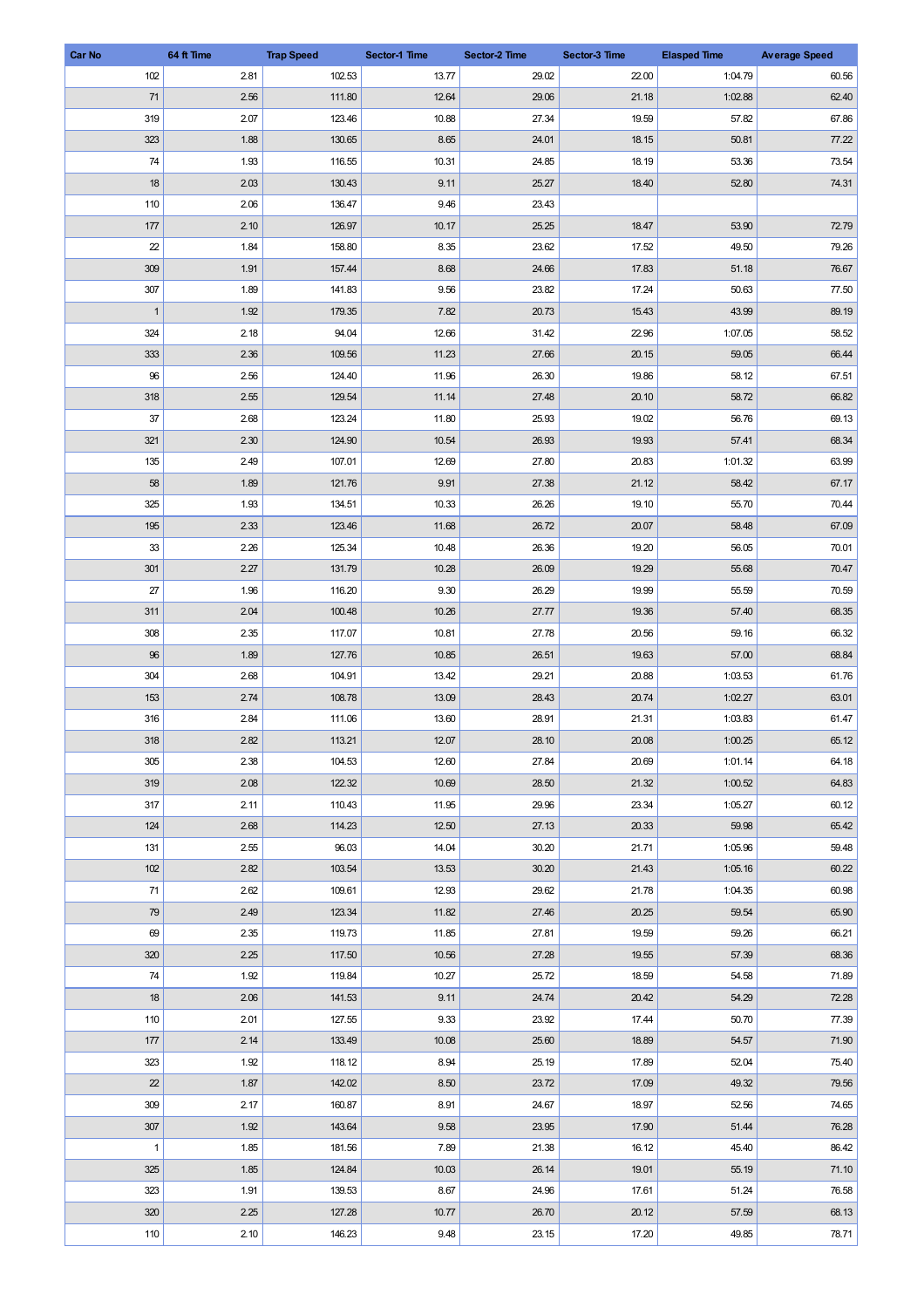| Car No | 64 ft Time | Trap Speed | Sector-1 Time | Sector-2 Time | Sector-3 Time | Elasped Time | Average Speed |
|---|---|---|---|---|---|---|---|
| 102 | 2.81 | 102.53 | 13.77 | 29.02 | 22.00 | 1:04.79 | 60.56 |
| 71 | 2.56 | 111.80 | 12.64 | 29.06 | 21.18 | 1:02.88 | 62.40 |
| 319 | 2.07 | 123.46 | 10.88 | 27.34 | 19.59 | 57.82 | 67.86 |
| 323 | 1.88 | 130.65 | 8.65 | 24.01 | 18.15 | 50.81 | 77.22 |
| 74 | 1.93 | 116.55 | 10.31 | 24.85 | 18.19 | 53.36 | 73.54 |
| 18 | 2.03 | 130.43 | 9.11 | 25.27 | 18.40 | 52.80 | 74.31 |
| 110 | 2.06 | 136.47 | 9.46 | 23.43 | | | |
| 177 | 2.10 | 126.97 | 10.17 | 25.25 | 18.47 | 53.90 | 72.79 |
| 22 | 1.84 | 158.80 | 8.35 | 23.62 | 17.52 | 49.50 | 79.26 |
| 309 | 1.91 | 157.44 | 8.68 | 24.66 | 17.83 | 51.18 | 76.67 |
| 307 | 1.89 | 141.83 | 9.56 | 23.82 | 17.24 | 50.63 | 77.50 |
| 1 | 1.92 | 179.35 | 7.82 | 20.73 | 15.43 | 43.99 | 89.19 |
| 324 | 2.18 | 94.04 | 12.66 | 31.42 | 22.96 | 1:07.05 | 58.52 |
| 333 | 2.36 | 109.56 | 11.23 | 27.66 | 20.15 | 59.05 | 66.44 |
| 96 | 2.56 | 124.40 | 11.96 | 26.30 | 19.86 | 58.12 | 67.51 |
| 318 | 2.55 | 129.54 | 11.14 | 27.48 | 20.10 | 58.72 | 66.82 |
| 37 | 2.68 | 123.24 | 11.80 | 25.93 | 19.02 | 56.76 | 69.13 |
| 321 | 2.30 | 124.90 | 10.54 | 26.93 | 19.93 | 57.41 | 68.34 |
| 135 | 2.49 | 107.01 | 12.69 | 27.80 | 20.83 | 1:01.32 | 63.99 |
| 58 | 1.89 | 121.76 | 9.91 | 27.38 | 21.12 | 58.42 | 67.17 |
| 325 | 1.93 | 134.51 | 10.33 | 26.26 | 19.10 | 55.70 | 70.44 |
| 195 | 2.33 | 123.46 | 11.68 | 26.72 | 20.07 | 58.48 | 67.09 |
| 33 | 2.26 | 125.34 | 10.48 | 26.36 | 19.20 | 56.05 | 70.01 |
| 301 | 2.27 | 131.79 | 10.28 | 26.09 | 19.29 | 55.68 | 70.47 |
| 27 | 1.96 | 116.20 | 9.30 | 26.29 | 19.99 | 55.59 | 70.59 |
| 311 | 2.04 | 100.48 | 10.26 | 27.77 | 19.36 | 57.40 | 68.35 |
| 308 | 2.35 | 117.07 | 10.81 | 27.78 | 20.56 | 59.16 | 66.32 |
| 96 | 1.89 | 127.76 | 10.85 | 26.51 | 19.63 | 57.00 | 68.84 |
| 304 | 2.68 | 104.91 | 13.42 | 29.21 | 20.88 | 1:03.53 | 61.76 |
| 153 | 2.74 | 108.78 | 13.09 | 28.43 | 20.74 | 1:02.27 | 63.01 |
| 316 | 2.84 | 111.06 | 13.60 | 28.91 | 21.31 | 1:03.83 | 61.47 |
| 318 | 2.82 | 113.21 | 12.07 | 28.10 | 20.08 | 1:00.25 | 65.12 |
| 305 | 2.38 | 104.53 | 12.60 | 27.84 | 20.69 | 1:01.14 | 64.18 |
| 319 | 2.08 | 122.32 | 10.69 | 28.50 | 21.32 | 1:00.52 | 64.83 |
| 317 | 2.11 | 110.43 | 11.95 | 29.96 | 23.34 | 1:05.27 | 60.12 |
| 124 | 2.68 | 114.23 | 12.50 | 27.13 | 20.33 | 59.98 | 65.42 |
| 131 | 2.55 | 96.03 | 14.04 | 30.20 | 21.71 | 1:05.96 | 59.48 |
| 102 | 2.82 | 103.54 | 13.53 | 30.20 | 21.43 | 1:05.16 | 60.22 |
| 71 | 2.62 | 109.61 | 12.93 | 29.62 | 21.78 | 1:04.35 | 60.98 |
| 79 | 2.49 | 123.34 | 11.82 | 27.46 | 20.25 | 59.54 | 65.90 |
| 69 | 2.35 | 119.73 | 11.85 | 27.81 | 19.59 | 59.26 | 66.21 |
| 320 | 2.25 | 117.50 | 10.56 | 27.28 | 19.55 | 57.39 | 68.36 |
| 74 | 1.92 | 119.84 | 10.27 | 25.72 | 18.59 | 54.58 | 71.89 |
| 18 | 2.06 | 141.53 | 9.11 | 24.74 | 20.42 | 54.29 | 72.28 |
| 110 | 2.01 | 127.55 | 9.33 | 23.92 | 17.44 | 50.70 | 77.39 |
| 177 | 2.14 | 133.49 | 10.08 | 25.60 | 18.89 | 54.57 | 71.90 |
| 323 | 1.92 | 118.12 | 8.94 | 25.19 | 17.89 | 52.04 | 75.40 |
| 22 | 1.87 | 142.02 | 8.50 | 23.72 | 17.09 | 49.32 | 79.56 |
| 309 | 2.17 | 160.87 | 8.91 | 24.67 | 18.97 | 52.56 | 74.65 |
| 307 | 1.92 | 143.64 | 9.58 | 23.95 | 17.90 | 51.44 | 76.28 |
| 1 | 1.85 | 181.56 | 7.89 | 21.38 | 16.12 | 45.40 | 86.42 |
| 325 | 1.85 | 124.84 | 10.03 | 26.14 | 19.01 | 55.19 | 71.10 |
| 323 | 1.91 | 139.53 | 8.67 | 24.96 | 17.61 | 51.24 | 76.58 |
| 320 | 2.25 | 127.28 | 10.77 | 26.70 | 20.12 | 57.59 | 68.13 |
| 110 | 2.10 | 146.23 | 9.48 | 23.15 | 17.20 | 49.85 | 78.71 |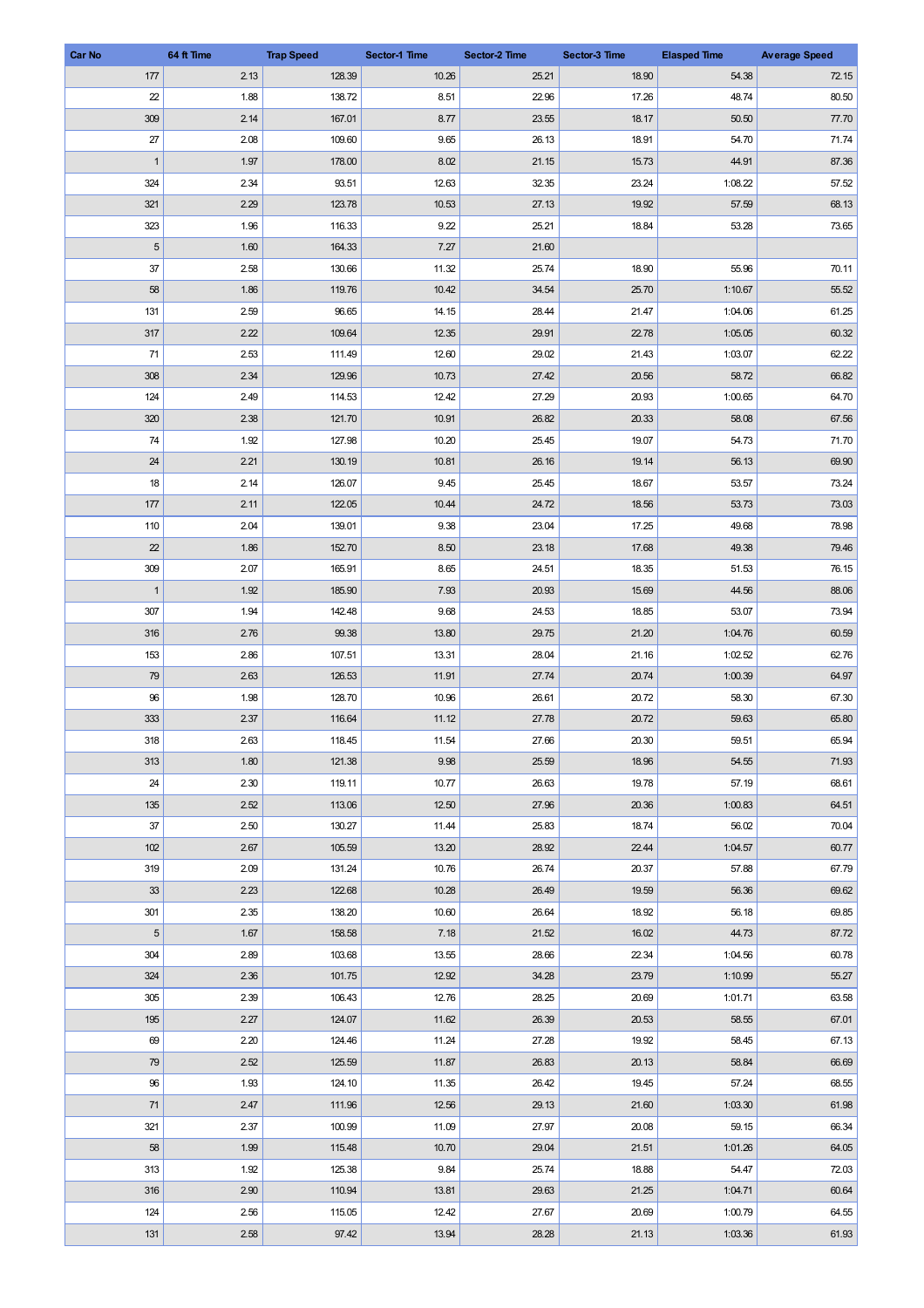| Car No | 64 ft Time | Trap Speed | Sector-1 Time | Sector-2 Time | Sector-3 Time | Elasped Time | Average Speed |
|---|---|---|---|---|---|---|---|
| 177 | 2.13 | 128.39 | 10.26 | 25.21 | 18.90 | 54.38 | 72.15 |
| 22 | 1.88 | 138.72 | 8.51 | 22.96 | 17.26 | 48.74 | 80.50 |
| 309 | 2.14 | 167.01 | 8.77 | 23.55 | 18.17 | 50.50 | 77.70 |
| 27 | 2.08 | 109.60 | 9.65 | 26.13 | 18.91 | 54.70 | 71.74 |
| 1 | 1.97 | 178.00 | 8.02 | 21.15 | 15.73 | 44.91 | 87.36 |
| 324 | 2.34 | 93.51 | 12.63 | 32.35 | 23.24 | 1:08.22 | 57.52 |
| 321 | 2.29 | 123.78 | 10.53 | 27.13 | 19.92 | 57.59 | 68.13 |
| 323 | 1.96 | 116.33 | 9.22 | 25.21 | 18.84 | 53.28 | 73.65 |
| 5 | 1.60 | 164.33 | 7.27 | 21.60 | | | |
| 37 | 2.58 | 130.66 | 11.32 | 25.74 | 18.90 | 55.96 | 70.11 |
| 58 | 1.86 | 119.76 | 10.42 | 34.54 | 25.70 | 1:10.67 | 55.52 |
| 131 | 2.59 | 96.65 | 14.15 | 28.44 | 21.47 | 1:04.06 | 61.25 |
| 317 | 2.22 | 109.64 | 12.35 | 29.91 | 22.78 | 1:05.05 | 60.32 |
| 71 | 2.53 | 111.49 | 12.60 | 29.02 | 21.43 | 1:03.07 | 62.22 |
| 308 | 2.34 | 129.96 | 10.73 | 27.42 | 20.56 | 58.72 | 66.82 |
| 124 | 2.49 | 114.53 | 12.42 | 27.29 | 20.93 | 1:00.65 | 64.70 |
| 320 | 2.38 | 121.70 | 10.91 | 26.82 | 20.33 | 58.08 | 67.56 |
| 74 | 1.92 | 127.98 | 10.20 | 25.45 | 19.07 | 54.73 | 71.70 |
| 24 | 2.21 | 130.19 | 10.81 | 26.16 | 19.14 | 56.13 | 69.90 |
| 18 | 2.14 | 126.07 | 9.45 | 25.45 | 18.67 | 53.57 | 73.24 |
| 177 | 2.11 | 122.05 | 10.44 | 24.72 | 18.56 | 53.73 | 73.03 |
| 110 | 2.04 | 139.01 | 9.38 | 23.04 | 17.25 | 49.68 | 78.98 |
| 22 | 1.86 | 152.70 | 8.50 | 23.18 | 17.68 | 49.38 | 79.46 |
| 309 | 2.07 | 165.91 | 8.65 | 24.51 | 18.35 | 51.53 | 76.15 |
| 1 | 1.92 | 185.90 | 7.93 | 20.93 | 15.69 | 44.56 | 88.06 |
| 307 | 1.94 | 142.48 | 9.68 | 24.53 | 18.85 | 53.07 | 73.94 |
| 316 | 2.76 | 99.38 | 13.80 | 29.75 | 21.20 | 1:04.76 | 60.59 |
| 153 | 2.86 | 107.51 | 13.31 | 28.04 | 21.16 | 1:02.52 | 62.76 |
| 79 | 2.63 | 126.53 | 11.91 | 27.74 | 20.74 | 1:00.39 | 64.97 |
| 96 | 1.98 | 128.70 | 10.96 | 26.61 | 20.72 | 58.30 | 67.30 |
| 333 | 2.37 | 116.64 | 11.12 | 27.78 | 20.72 | 59.63 | 65.80 |
| 318 | 2.63 | 118.45 | 11.54 | 27.66 | 20.30 | 59.51 | 65.94 |
| 313 | 1.80 | 121.38 | 9.98 | 25.59 | 18.96 | 54.55 | 71.93 |
| 24 | 2.30 | 119.11 | 10.77 | 26.63 | 19.78 | 57.19 | 68.61 |
| 135 | 2.52 | 113.06 | 12.50 | 27.96 | 20.36 | 1:00.83 | 64.51 |
| 37 | 2.50 | 130.27 | 11.44 | 25.83 | 18.74 | 56.02 | 70.04 |
| 102 | 2.67 | 105.59 | 13.20 | 28.92 | 22.44 | 1:04.57 | 60.77 |
| 319 | 2.09 | 131.24 | 10.76 | 26.74 | 20.37 | 57.88 | 67.79 |
| 33 | 2.23 | 122.68 | 10.28 | 26.49 | 19.59 | 56.36 | 69.62 |
| 301 | 2.35 | 138.20 | 10.60 | 26.64 | 18.92 | 56.18 | 69.85 |
| 5 | 1.67 | 158.58 | 7.18 | 21.52 | 16.02 | 44.73 | 87.72 |
| 304 | 2.89 | 103.68 | 13.55 | 28.66 | 22.34 | 1:04.56 | 60.78 |
| 324 | 2.36 | 101.75 | 12.92 | 34.28 | 23.79 | 1:10.99 | 55.27 |
| 305 | 2.39 | 106.43 | 12.76 | 28.25 | 20.69 | 1:01.71 | 63.58 |
| 195 | 2.27 | 124.07 | 11.62 | 26.39 | 20.53 | 58.55 | 67.01 |
| 69 | 2.20 | 124.46 | 11.24 | 27.28 | 19.92 | 58.45 | 67.13 |
| 79 | 2.52 | 125.59 | 11.87 | 26.83 | 20.13 | 58.84 | 66.69 |
| 96 | 1.93 | 124.10 | 11.35 | 26.42 | 19.45 | 57.24 | 68.55 |
| 71 | 2.47 | 111.96 | 12.56 | 29.13 | 21.60 | 1:03.30 | 61.98 |
| 321 | 2.37 | 100.99 | 11.09 | 27.97 | 20.08 | 59.15 | 66.34 |
| 58 | 1.99 | 115.48 | 10.70 | 29.04 | 21.51 | 1:01.26 | 64.05 |
| 313 | 1.92 | 125.38 | 9.84 | 25.74 | 18.88 | 54.47 | 72.03 |
| 316 | 2.90 | 110.94 | 13.81 | 29.63 | 21.25 | 1:04.71 | 60.64 |
| 124 | 2.56 | 115.05 | 12.42 | 27.67 | 20.69 | 1:00.79 | 64.55 |
| 131 | 2.58 | 97.42 | 13.94 | 28.28 | 21.13 | 1:03.36 | 61.93 |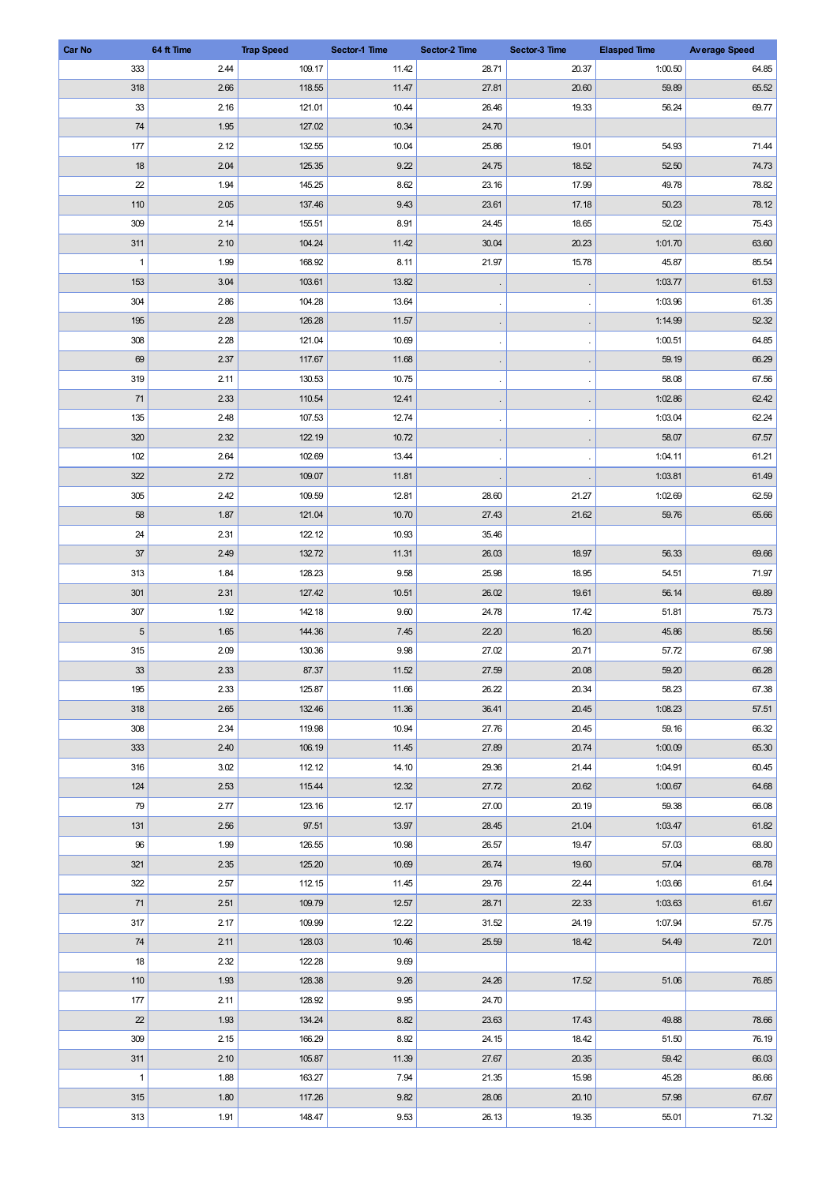| Car No | 64 ft Time | Trap Speed | Sector-1 Time | Sector-2 Time | Sector-3 Time | Elasped Time | Average Speed |
|---|---|---|---|---|---|---|---|
| 333 | 2.44 | 109.17 | 11.42 | 28.71 | 20.37 | 1:00.50 | 64.85 |
| 318 | 2.66 | 118.55 | 11.47 | 27.81 | 20.60 | 59.89 | 65.52 |
| 33 | 2.16 | 121.01 | 10.44 | 26.46 | 19.33 | 56.24 | 69.77 |
| 74 | 1.95 | 127.02 | 10.34 | 24.70 | | | |
| 177 | 2.12 | 132.55 | 10.04 | 25.86 | 19.01 | 54.93 | 71.44 |
| 18 | 2.04 | 125.35 | 9.22 | 24.75 | 18.52 | 52.50 | 74.73 |
| 22 | 1.94 | 145.25 | 8.62 | 23.16 | 17.99 | 49.78 | 78.82 |
| 110 | 2.05 | 137.46 | 9.43 | 23.61 | 17.18 | 50.23 | 78.12 |
| 309 | 2.14 | 155.51 | 8.91 | 24.45 | 18.65 | 52.02 | 75.43 |
| 311 | 2.10 | 104.24 | 11.42 | 30.04 | 20.23 | 1:01.70 | 63.60 |
| 1 | 1.99 | 168.92 | 8.11 | 21.97 | 15.78 | 45.87 | 85.54 |
| 153 | 3.04 | 103.61 | 13.82 | . | . | 1:03.77 | 61.53 |
| 304 | 2.86 | 104.28 | 13.64 | . | . | 1:03.96 | 61.35 |
| 195 | 2.28 | 126.28 | 11.57 | . | . | 1:14.99 | 52.32 |
| 308 | 2.28 | 121.04 | 10.69 | . | . | 1:00.51 | 64.85 |
| 69 | 2.37 | 117.67 | 11.68 | . | . | 59.19 | 66.29 |
| 319 | 2.11 | 130.53 | 10.75 | . | . | 58.08 | 67.56 |
| 71 | 2.33 | 110.54 | 12.41 | . | . | 1:02.86 | 62.42 |
| 135 | 2.48 | 107.53 | 12.74 | . | . | 1:03.04 | 62.24 |
| 320 | 2.32 | 122.19 | 10.72 | . | . | 58.07 | 67.57 |
| 102 | 2.64 | 102.69 | 13.44 | . | . | 1:04.11 | 61.21 |
| 322 | 2.72 | 109.07 | 11.81 | . | . | 1:03.81 | 61.49 |
| 305 | 2.42 | 109.59 | 12.81 | 28.60 | 21.27 | 1:02.69 | 62.59 |
| 58 | 1.87 | 121.04 | 10.70 | 27.43 | 21.62 | 59.76 | 65.66 |
| 24 | 2.31 | 122.12 | 10.93 | 35.46 | | | |
| 37 | 2.49 | 132.72 | 11.31 | 26.03 | 18.97 | 56.33 | 69.66 |
| 313 | 1.84 | 128.23 | 9.58 | 25.98 | 18.95 | 54.51 | 71.97 |
| 301 | 2.31 | 127.42 | 10.51 | 26.02 | 19.61 | 56.14 | 69.89 |
| 307 | 1.92 | 142.18 | 9.60 | 24.78 | 17.42 | 51.81 | 75.73 |
| 5 | 1.65 | 144.36 | 7.45 | 22.20 | 16.20 | 45.86 | 85.56 |
| 315 | 2.09 | 130.36 | 9.98 | 27.02 | 20.71 | 57.72 | 67.98 |
| 33 | 2.33 | 87.37 | 11.52 | 27.59 | 20.08 | 59.20 | 66.28 |
| 195 | 2.33 | 125.87 | 11.66 | 26.22 | 20.34 | 58.23 | 67.38 |
| 318 | 2.65 | 132.46 | 11.36 | 36.41 | 20.45 | 1:08.23 | 57.51 |
| 308 | 2.34 | 119.98 | 10.94 | 27.76 | 20.45 | 59.16 | 66.32 |
| 333 | 2.40 | 106.19 | 11.45 | 27.89 | 20.74 | 1:00.09 | 65.30 |
| 316 | 3.02 | 112.12 | 14.10 | 29.36 | 21.44 | 1:04.91 | 60.45 |
| 124 | 2.53 | 115.44 | 12.32 | 27.72 | 20.62 | 1:00.67 | 64.68 |
| 79 | 2.77 | 123.16 | 12.17 | 27.00 | 20.19 | 59.38 | 66.08 |
| 131 | 2.56 | 97.51 | 13.97 | 28.45 | 21.04 | 1:03.47 | 61.82 |
| 96 | 1.99 | 126.55 | 10.98 | 26.57 | 19.47 | 57.03 | 68.80 |
| 321 | 2.35 | 125.20 | 10.69 | 26.74 | 19.60 | 57.04 | 68.78 |
| 322 | 2.57 | 112.15 | 11.45 | 29.76 | 22.44 | 1:03.66 | 61.64 |
| 71 | 2.51 | 109.79 | 12.57 | 28.71 | 22.33 | 1:03.63 | 61.67 |
| 317 | 2.17 | 109.99 | 12.22 | 31.52 | 24.19 | 1:07.94 | 57.75 |
| 74 | 2.11 | 128.03 | 10.46 | 25.59 | 18.42 | 54.49 | 72.01 |
| 18 | 2.32 | 122.28 | 9.69 | | | | |
| 110 | 1.93 | 128.38 | 9.26 | 24.26 | 17.52 | 51.06 | 76.85 |
| 177 | 2.11 | 128.92 | 9.95 | 24.70 | | | |
| 22 | 1.93 | 134.24 | 8.82 | 23.63 | 17.43 | 49.88 | 78.66 |
| 309 | 2.15 | 166.29 | 8.92 | 24.15 | 18.42 | 51.50 | 76.19 |
| 311 | 2.10 | 105.87 | 11.39 | 27.67 | 20.35 | 59.42 | 66.03 |
| 1 | 1.88 | 163.27 | 7.94 | 21.35 | 15.98 | 45.28 | 86.66 |
| 315 | 1.80 | 117.26 | 9.82 | 28.06 | 20.10 | 57.98 | 67.67 |
| 313 | 1.91 | 148.47 | 9.53 | 26.13 | 19.35 | 55.01 | 71.32 |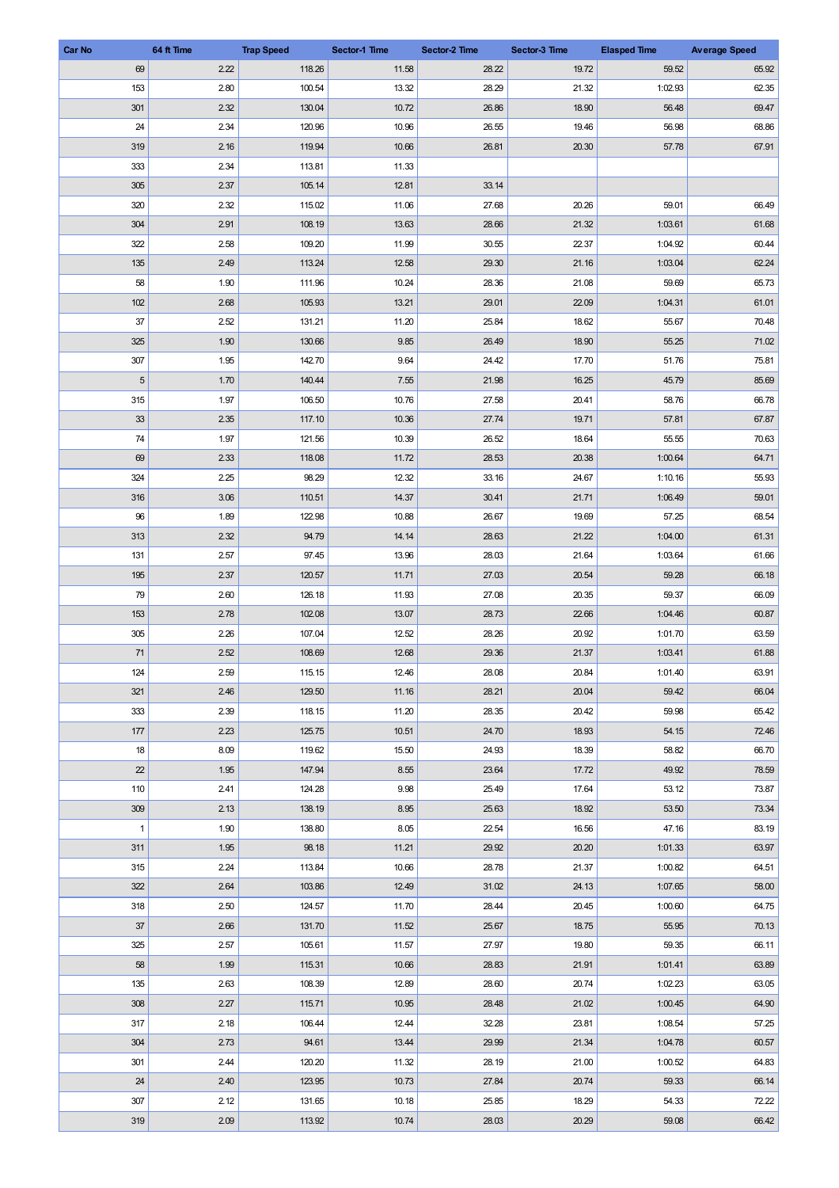| Car No | 64 ft Time | Trap Speed | Sector-1 Time | Sector-2 Time | Sector-3 Time | Elasped Time | Average Speed |
|---|---|---|---|---|---|---|---|
| 69 | 2.22 | 118.26 | 11.58 | 28.22 | 19.72 | 59.52 | 65.92 |
| 153 | 2.80 | 100.54 | 13.32 | 28.29 | 21.32 | 1:02.93 | 62.35 |
| 301 | 2.32 | 130.04 | 10.72 | 26.86 | 18.90 | 56.48 | 69.47 |
| 24 | 2.34 | 120.96 | 10.96 | 26.55 | 19.46 | 56.98 | 68.86 |
| 319 | 2.16 | 119.94 | 10.66 | 26.81 | 20.30 | 57.78 | 67.91 |
| 333 | 2.34 | 113.81 | 11.33 | | | | |
| 305 | 2.37 | 105.14 | 12.81 | 33.14 | | | |
| 320 | 2.32 | 115.02 | 11.06 | 27.68 | 20.26 | 59.01 | 66.49 |
| 304 | 2.91 | 108.19 | 13.63 | 28.66 | 21.32 | 1:03.61 | 61.68 |
| 322 | 2.58 | 109.20 | 11.99 | 30.55 | 22.37 | 1:04.92 | 60.44 |
| 135 | 2.49 | 113.24 | 12.58 | 29.30 | 21.16 | 1:03.04 | 62.24 |
| 58 | 1.90 | 111.96 | 10.24 | 28.36 | 21.08 | 59.69 | 65.73 |
| 102 | 2.68 | 105.93 | 13.21 | 29.01 | 22.09 | 1:04.31 | 61.01 |
| 37 | 2.52 | 131.21 | 11.20 | 25.84 | 18.62 | 55.67 | 70.48 |
| 325 | 1.90 | 130.66 | 9.85 | 26.49 | 18.90 | 55.25 | 71.02 |
| 307 | 1.95 | 142.70 | 9.64 | 24.42 | 17.70 | 51.76 | 75.81 |
| 5 | 1.70 | 140.44 | 7.55 | 21.98 | 16.25 | 45.79 | 85.69 |
| 315 | 1.97 | 106.50 | 10.76 | 27.58 | 20.41 | 58.76 | 66.78 |
| 33 | 2.35 | 117.10 | 10.36 | 27.74 | 19.71 | 57.81 | 67.87 |
| 74 | 1.97 | 121.56 | 10.39 | 26.52 | 18.64 | 55.55 | 70.63 |
| 69 | 2.33 | 118.08 | 11.72 | 28.53 | 20.38 | 1:00.64 | 64.71 |
| 324 | 2.25 | 98.29 | 12.32 | 33.16 | 24.67 | 1:10.16 | 55.93 |
| 316 | 3.06 | 110.51 | 14.37 | 30.41 | 21.71 | 1:06.49 | 59.01 |
| 96 | 1.89 | 122.98 | 10.88 | 26.67 | 19.69 | 57.25 | 68.54 |
| 313 | 2.32 | 94.79 | 14.14 | 28.63 | 21.22 | 1:04.00 | 61.31 |
| 131 | 2.57 | 97.45 | 13.96 | 28.03 | 21.64 | 1:03.64 | 61.66 |
| 195 | 2.37 | 120.57 | 11.71 | 27.03 | 20.54 | 59.28 | 66.18 |
| 79 | 2.60 | 126.18 | 11.93 | 27.08 | 20.35 | 59.37 | 66.09 |
| 153 | 2.78 | 102.08 | 13.07 | 28.73 | 22.66 | 1:04.46 | 60.87 |
| 305 | 2.26 | 107.04 | 12.52 | 28.26 | 20.92 | 1:01.70 | 63.59 |
| 71 | 2.52 | 108.69 | 12.68 | 29.36 | 21.37 | 1:03.41 | 61.88 |
| 124 | 2.59 | 115.15 | 12.46 | 28.08 | 20.84 | 1:01.40 | 63.91 |
| 321 | 2.46 | 129.50 | 11.16 | 28.21 | 20.04 | 59.42 | 66.04 |
| 333 | 2.39 | 118.15 | 11.20 | 28.35 | 20.42 | 59.98 | 65.42 |
| 177 | 2.23 | 125.75 | 10.51 | 24.70 | 18.93 | 54.15 | 72.46 |
| 18 | 8.09 | 119.62 | 15.50 | 24.93 | 18.39 | 58.82 | 66.70 |
| 22 | 1.95 | 147.94 | 8.55 | 23.64 | 17.72 | 49.92 | 78.59 |
| 110 | 2.41 | 124.28 | 9.98 | 25.49 | 17.64 | 53.12 | 73.87 |
| 309 | 2.13 | 138.19 | 8.95 | 25.63 | 18.92 | 53.50 | 73.34 |
| 1 | 1.90 | 138.80 | 8.05 | 22.54 | 16.56 | 47.16 | 83.19 |
| 311 | 1.95 | 98.18 | 11.21 | 29.92 | 20.20 | 1:01.33 | 63.97 |
| 315 | 2.24 | 113.84 | 10.66 | 28.78 | 21.37 | 1:00.82 | 64.51 |
| 322 | 2.64 | 103.86 | 12.49 | 31.02 | 24.13 | 1:07.65 | 58.00 |
| 318 | 2.50 | 124.57 | 11.70 | 28.44 | 20.45 | 1:00.60 | 64.75 |
| 37 | 2.66 | 131.70 | 11.52 | 25.67 | 18.75 | 55.95 | 70.13 |
| 325 | 2.57 | 105.61 | 11.57 | 27.97 | 19.80 | 59.35 | 66.11 |
| 58 | 1.99 | 115.31 | 10.66 | 28.83 | 21.91 | 1:01.41 | 63.89 |
| 135 | 2.63 | 108.39 | 12.89 | 28.60 | 20.74 | 1:02.23 | 63.05 |
| 308 | 2.27 | 115.71 | 10.95 | 28.48 | 21.02 | 1:00.45 | 64.90 |
| 317 | 2.18 | 106.44 | 12.44 | 32.28 | 23.81 | 1:08.54 | 57.25 |
| 304 | 2.73 | 94.61 | 13.44 | 29.99 | 21.34 | 1:04.78 | 60.57 |
| 301 | 2.44 | 120.20 | 11.32 | 28.19 | 21.00 | 1:00.52 | 64.83 |
| 24 | 2.40 | 123.95 | 10.73 | 27.84 | 20.74 | 59.33 | 66.14 |
| 307 | 2.12 | 131.65 | 10.18 | 25.85 | 18.29 | 54.33 | 72.22 |
| 319 | 2.09 | 113.92 | 10.74 | 28.03 | 20.29 | 59.08 | 66.42 |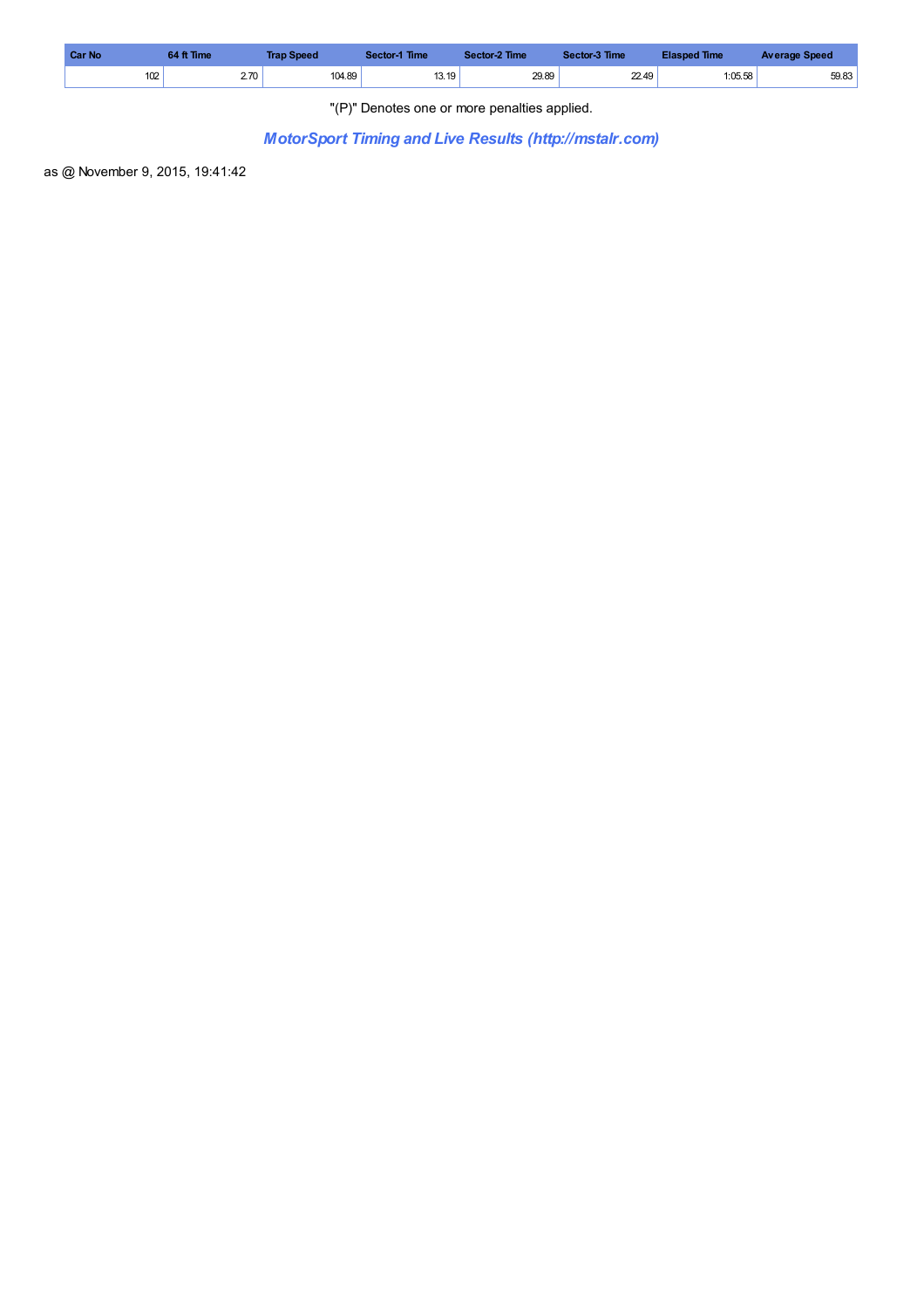| Car No | 64 ft Time | Trap Speed | Sector-1 Time | Sector-2 Time | Sector-3 Time | Elasped Time | Average Speed |
|---|---|---|---|---|---|---|---|
| 102 | 2.70 | 104.89 | 13.19 | 29.89 | 22.49 | 1:05.58 | 59.83 |

"(P)" Denotes one or more penalties applied.

***MotorSport Timing and Live Results (http://mstalr.com)***

as @ November 9, 2015, 19:41:42